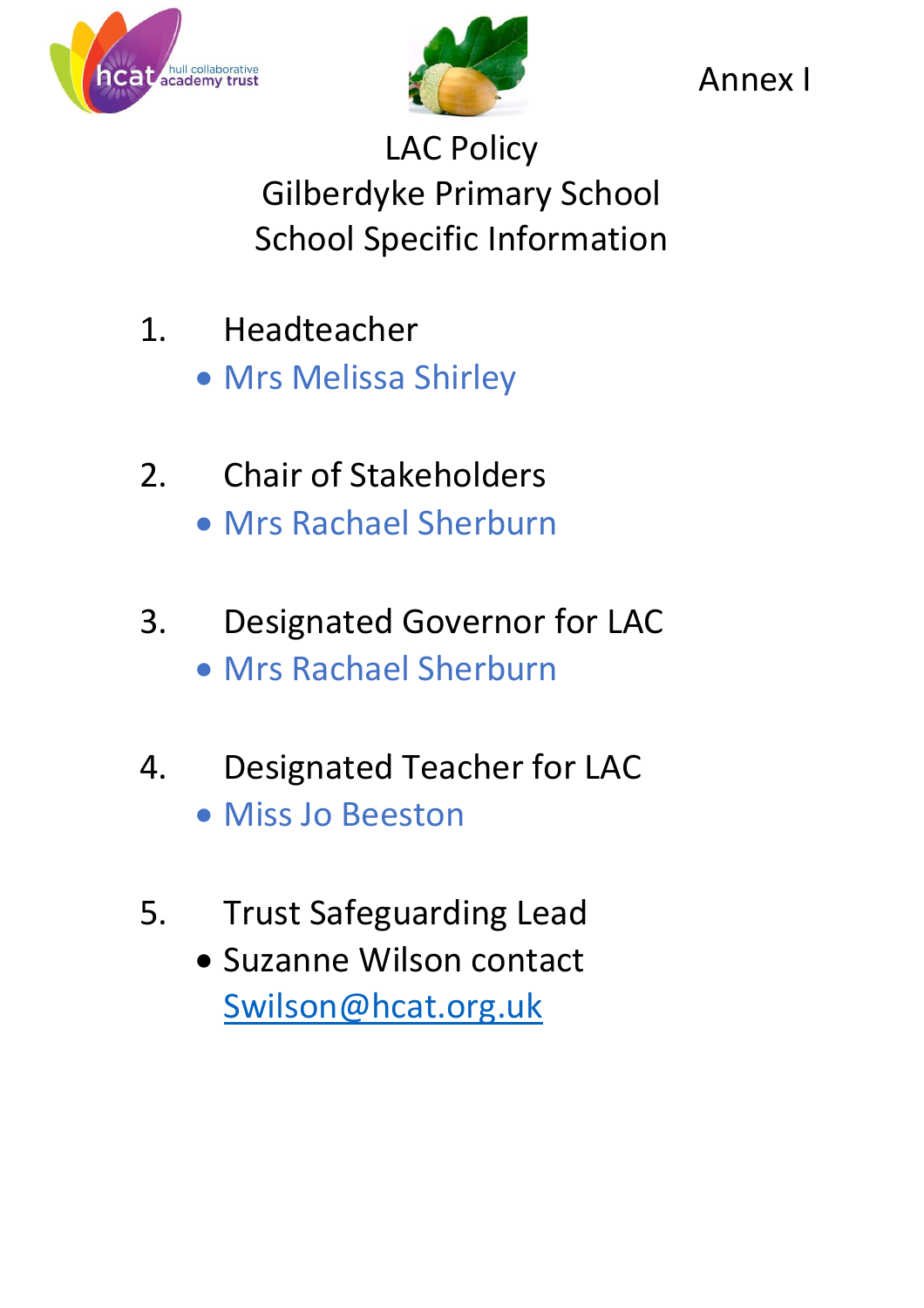Annex I

# LAC Policy
# Gilberdyke Primary School
# School Specific Information

1. Headteacher
   - Mrs Melissa Shirley

2. Chair of Stakeholders
   - Mrs Rachael Sherburn

3. Designated Governor for LAC
   - Mrs Rachael Sherburn

4. Designated Teacher for LAC
   - Miss Jo Beeston

5. Trust Safeguarding Lead
   - Suzanne Wilson contact Swilson@hcat.org.uk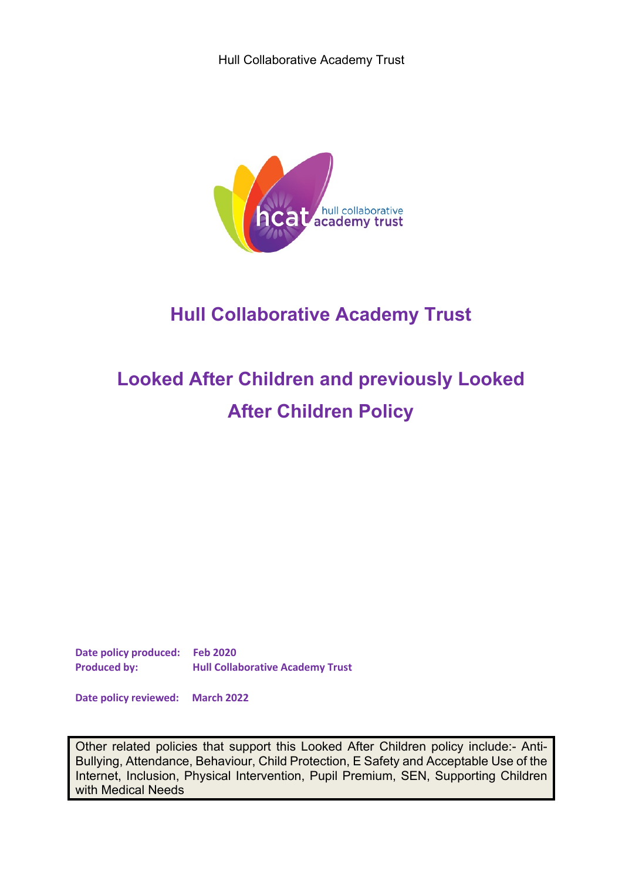Hull Collaborative Academy Trust

# Hull Collaborative Academy Trust

# Looked After Children and previously Looked After Children Policy

**Date policy produced:** **Feb 2020**
**Produced by:** **Hull Collaborative Academy Trust**

**Date policy reviewed:** **March 2022**

Other related policies that support this Looked After Children policy include:- Anti-Bullying, Attendance, Behaviour, Child Protection, E Safety and Acceptable Use of the Internet, Inclusion, Physical Intervention, Pupil Premium, SEN, Supporting Children with Medical Needs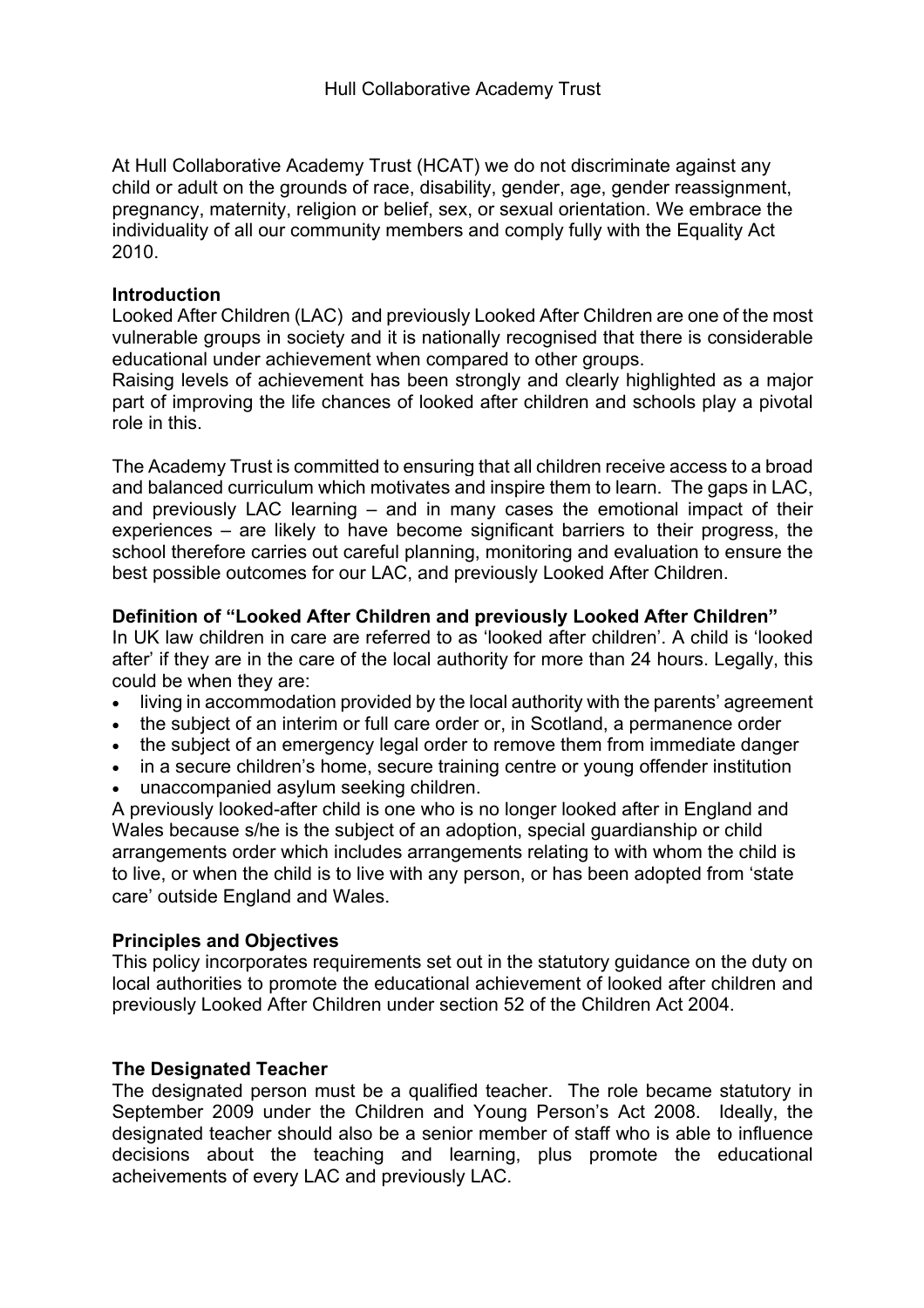Hull Collaborative Academy Trust

At Hull Collaborative Academy Trust (HCAT) we do not discriminate against any child or adult on the grounds of race, disability, gender, age, gender reassignment, pregnancy, maternity, religion or belief, sex, or sexual orientation. We embrace the individuality of all our community members and comply fully with the Equality Act 2010.

**Introduction**

Looked After Children (LAC) and previously Looked After Children are one of the most vulnerable groups in society and it is nationally recognised that there is considerable educational under achievement when compared to other groups.

Raising levels of achievement has been strongly and clearly highlighted as a major part of improving the life chances of looked after children and schools play a pivotal role in this.

The Academy Trust is committed to ensuring that all children receive access to a broad and balanced curriculum which motivates and inspire them to learn. The gaps in LAC, and previously LAC learning – and in many cases the emotional impact of their experiences – are likely to have become significant barriers to their progress, the school therefore carries out careful planning, monitoring and evaluation to ensure the best possible outcomes for our LAC, and previously Looked After Children.

**Definition of "Looked After Children and previously Looked After Children"**

In UK law children in care are referred to as 'looked after children'. A child is 'looked after' if they are in the care of the local authority for more than 24 hours. Legally, this could be when they are:

- living in accommodation provided by the local authority with the parents' agreement
- the subject of an interim or full care order or, in Scotland, a permanence order
- the subject of an emergency legal order to remove them from immediate danger
- in a secure children's home, secure training centre or young offender institution
- unaccompanied asylum seeking children.

A previously looked-after child is one who is no longer looked after in England and Wales because s/he is the subject of an adoption, special guardianship or child arrangements order which includes arrangements relating to with whom the child is to live, or when the child is to live with any person, or has been adopted from 'state care' outside England and Wales.

**Principles and Objectives**

This policy incorporates requirements set out in the statutory guidance on the duty on local authorities to promote the educational achievement of looked after children and previously Looked After Children under section 52 of the Children Act 2004.

**The Designated Teacher**

The designated person must be a qualified teacher. The role became statutory in September 2009 under the Children and Young Person's Act 2008. Ideally, the designated teacher should also be a senior member of staff who is able to influence decisions about the teaching and learning, plus promote the educational acheivements of every LAC and previously LAC.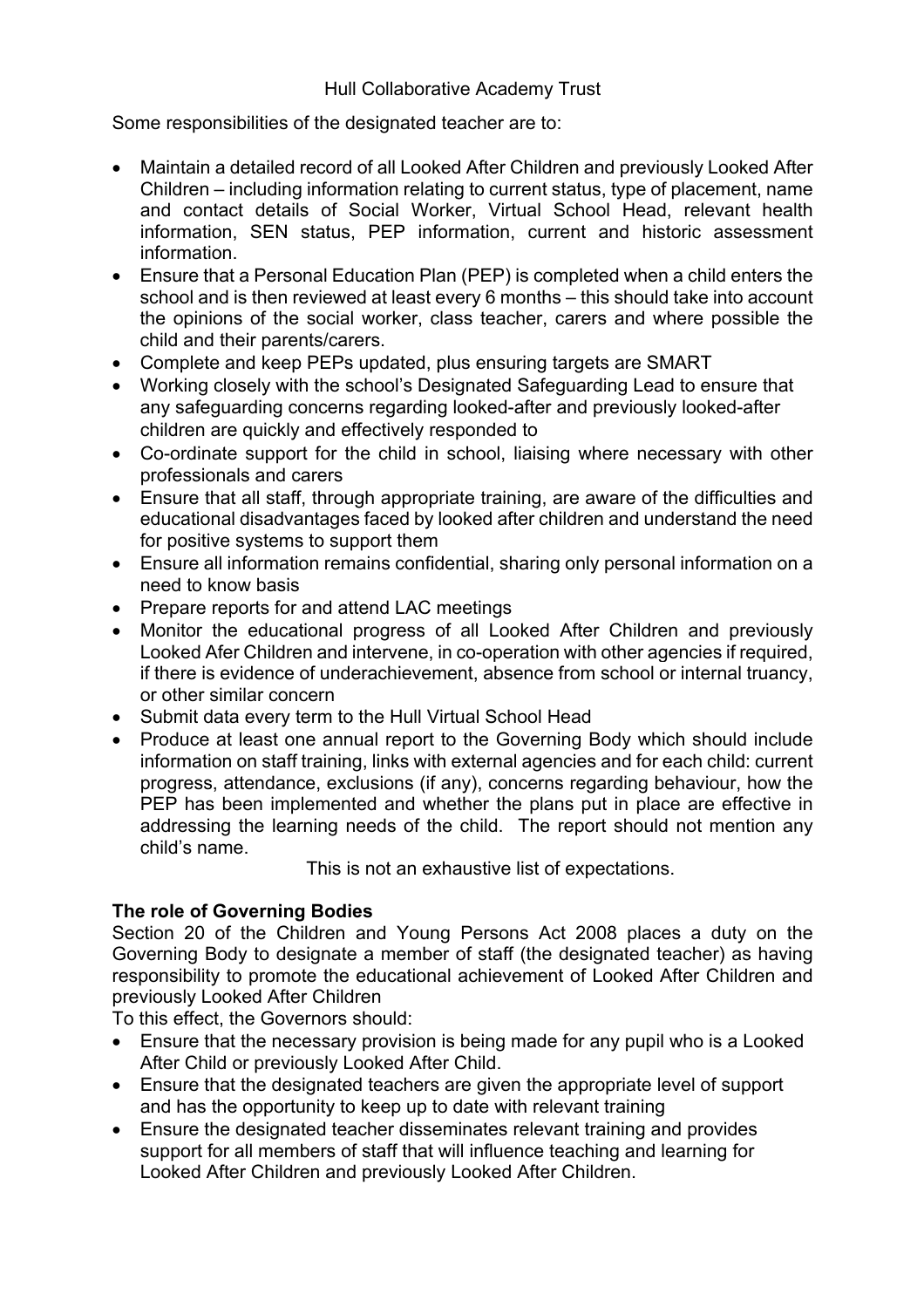Some responsibilities of the designated teacher are to:

- Maintain a detailed record of all Looked After Children and previously Looked After Children – including information relating to current status, type of placement, name and contact details of Social Worker, Virtual School Head, relevant health information, SEN status, PEP information, current and historic assessment information.
- Ensure that a Personal Education Plan (PEP) is completed when a child enters the school and is then reviewed at least every 6 months – this should take into account the opinions of the social worker, class teacher, carers and where possible the child and their parents/carers.
- Complete and keep PEPs updated, plus ensuring targets are SMART
- Working closely with the school's Designated Safeguarding Lead to ensure that any safeguarding concerns regarding looked-after and previously looked-after children are quickly and effectively responded to
- Co-ordinate support for the child in school, liaising where necessary with other professionals and carers
- Ensure that all staff, through appropriate training, are aware of the difficulties and educational disadvantages faced by looked after children and understand the need for positive systems to support them
- Ensure all information remains confidential, sharing only personal information on a need to know basis
- Prepare reports for and attend LAC meetings
- Monitor the educational progress of all Looked After Children and previously Looked Afer Children and intervene, in co-operation with other agencies if required, if there is evidence of underachievement, absence from school or internal truancy, or other similar concern
- Submit data every term to the Hull Virtual School Head
- Produce at least one annual report to the Governing Body which should include information on staff training, links with external agencies and for each child: current progress, attendance, exclusions (if any), concerns regarding behaviour, how the PEP has been implemented and whether the plans put in place are effective in addressing the learning needs of the child. The report should not mention any child's name.

This is not an exhaustive list of expectations.

**The role of Governing Bodies**

Section 20 of the Children and Young Persons Act 2008 places a duty on the Governing Body to designate a member of staff (the designated teacher) as having responsibility to promote the educational achievement of Looked After Children and previously Looked After Children

To this effect, the Governors should:

- Ensure that the necessary provision is being made for any pupil who is a Looked After Child or previously Looked After Child.
- Ensure that the designated teachers are given the appropriate level of support and has the opportunity to keep up to date with relevant training
- Ensure the designated teacher disseminates relevant training and provides support for all members of staff that will influence teaching and learning for Looked After Children and previously Looked After Children.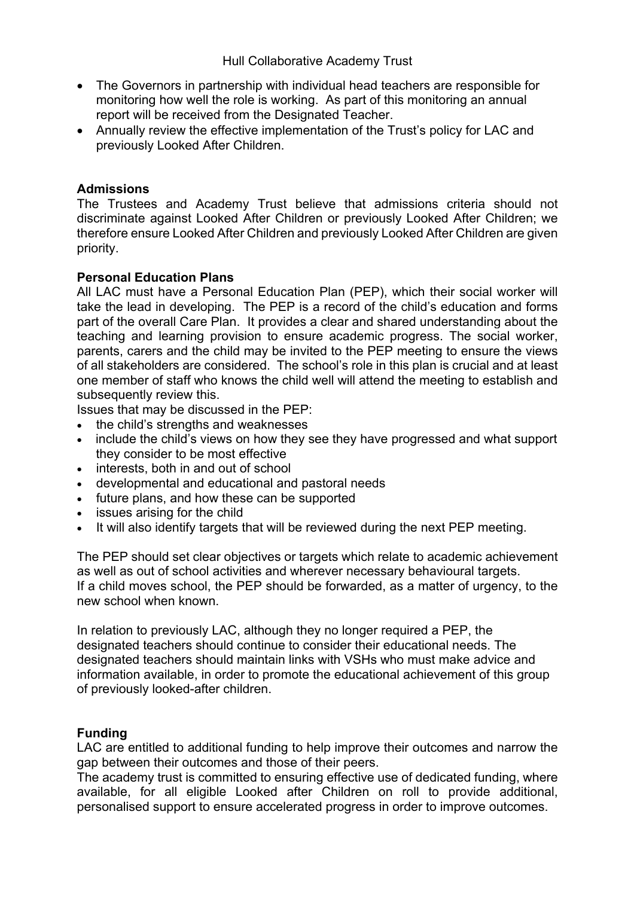- The Governors in partnership with individual head teachers are responsible for monitoring how well the role is working. As part of this monitoring an annual report will be received from the Designated Teacher.
- Annually review the effective implementation of the Trust's policy for LAC and previously Looked After Children.

**Admissions**

The Trustees and Academy Trust believe that admissions criteria should not discriminate against Looked After Children or previously Looked After Children; we therefore ensure Looked After Children and previously Looked After Children are given priority.

**Personal Education Plans**

All LAC must have a Personal Education Plan (PEP), which their social worker will take the lead in developing. The PEP is a record of the child's education and forms part of the overall Care Plan. It provides a clear and shared understanding about the teaching and learning provision to ensure academic progress. The social worker, parents, carers and the child may be invited to the PEP meeting to ensure the views of all stakeholders are considered. The school's role in this plan is crucial and at least one member of staff who knows the child well will attend the meeting to establish and subsequently review this.

Issues that may be discussed in the PEP:

- the child's strengths and weaknesses
- include the child's views on how they see they have progressed and what support they consider to be most effective
- interests, both in and out of school
- developmental and educational and pastoral needs
- future plans, and how these can be supported
- issues arising for the child
- It will also identify targets that will be reviewed during the next PEP meeting.

The PEP should set clear objectives or targets which relate to academic achievement as well as out of school activities and wherever necessary behavioural targets.
If a child moves school, the PEP should be forwarded, as a matter of urgency, to the new school when known.

In relation to previously LAC, although they no longer required a PEP, the designated teachers should continue to consider their educational needs. The designated teachers should maintain links with VSHs who must make advice and information available, in order to promote the educational achievement of this group of previously looked-after children.

**Funding**

LAC are entitled to additional funding to help improve their outcomes and narrow the gap between their outcomes and those of their peers.
The academy trust is committed to ensuring effective use of dedicated funding, where available, for all eligible Looked after Children on roll to provide additional, personalised support to ensure accelerated progress in order to improve outcomes.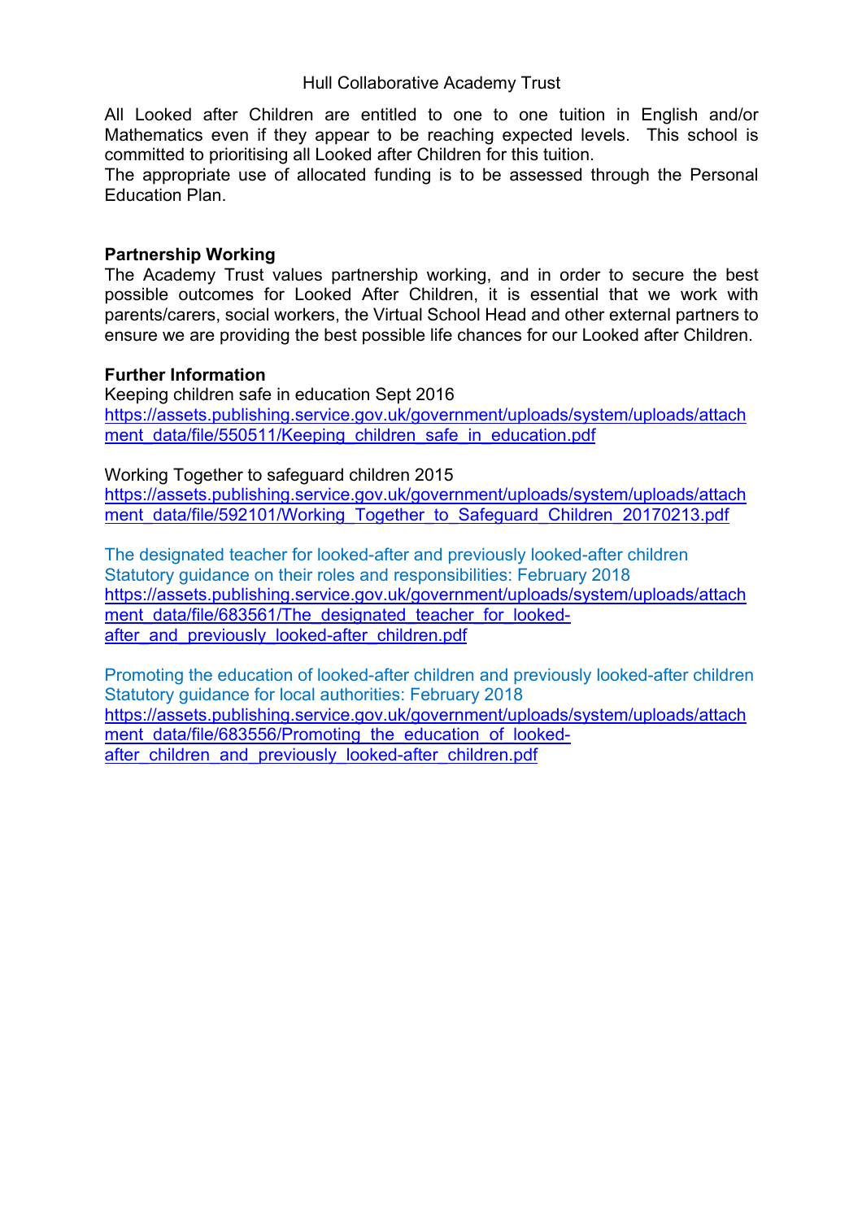All Looked after Children are entitled to one to one tuition in English and/or Mathematics even if they appear to be reaching expected levels. This school is committed to prioritising all Looked after Children for this tuition.
The appropriate use of allocated funding is to be assessed through the Personal Education Plan.

**Partnership Working**
The Academy Trust values partnership working, and in order to secure the best possible outcomes for Looked After Children, it is essential that we work with parents/carers, social workers, the Virtual School Head and other external partners to ensure we are providing the best possible life chances for our Looked after Children.

**Further Information**
Keeping children safe in education Sept 2016
https://assets.publishing.service.gov.uk/government/uploads/system/uploads/attachment_data/file/550511/Keeping_children_safe_in_education.pdf

Working Together to safeguard children 2015
https://assets.publishing.service.gov.uk/government/uploads/system/uploads/attachment_data/file/592101/Working_Together_to_Safeguard_Children_20170213.pdf

The designated teacher for looked-after and previously looked-after children
Statutory guidance on their roles and responsibilities: February 2018
https://assets.publishing.service.gov.uk/government/uploads/system/uploads/attachment_data/file/683561/The_designated_teacher_for_looked-after_and_previously_looked-after_children.pdf

Promoting the education of looked-after children and previously looked-after children
Statutory guidance for local authorities: February 2018
https://assets.publishing.service.gov.uk/government/uploads/system/uploads/attachment_data/file/683556/Promoting_the_education_of_looked-after_children_and_previously_looked-after_children.pdf